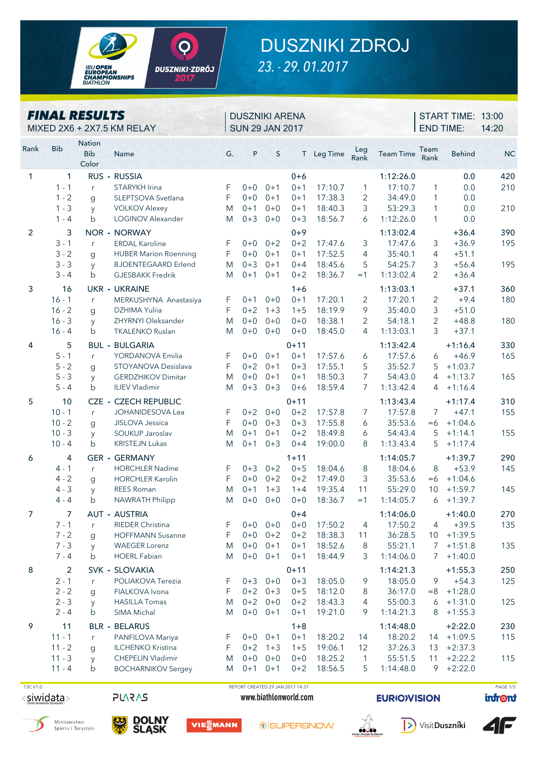# DUSZNIKI ZDROJ

*23. - 29. 01.2017*

## FINAL RESULTS

MIXED 2X6 + 2X7.5 KM RELAY

DUSZNIKI ARENA
SUN 29 JAN 2017

START TIME: 13:00
END TIME: 14:20

| Rank | Bib | Nation Bib Color | Name | G. | P | S | T | Leg Time | Leg Rank | Team Time | Team Rank | Behind | NC |
|---|---|---|---|---|---|---|---|---|---|---|---|---|---|
| 1 | 1 | RUS - | RUSSIA | | | | 0+6 | | | 1:12:26.0 | | 0.0 | 420 |
| | 1 - 1 | r | STARYKH Irina | F | 0+0 | 0+1 | 0+1 | 17:10.7 | 1 | 17:10.7 | 1 | 0.0 | 210 |
| | 1 - 2 | g | SLEPTSOVA Svetlana | F | 0+0 | 0+1 | 0+1 | 17:38.3 | 2 | 34:49.0 | 1 | 0.0 | |
| | 1 - 3 | y | VOLKOV Alexey | M | 0+1 | 0+0 | 0+1 | 18:40.3 | 3 | 53:29.3 | 1 | 0.0 | 210 |
| | 1 - 4 | b | LOGINOV Alexander | M | 0+3 | 0+0 | 0+3 | 18:56.7 | 6 | 1:12:26.0 | 1 | 0.0 | |
| 2 | 3 | NOR - | NORWAY | | | | 0+9 | | | 1:13:02.4 | | +36.4 | 390 |
| | 3 - 1 | r | ERDAL Karoline | F | 0+0 | 0+2 | 0+2 | 17:47.6 | 3 | 17:47.6 | 3 | +36.9 | 195 |
| | 3 - 2 | g | HUBER Marion Roenning | F | 0+0 | 0+1 | 0+1 | 17:52.5 | 4 | 35:40.1 | 4 | +51.1 | |
| | 3 - 3 | y | BJOENTEGAARD Erlend | M | 0+3 | 0+1 | 0+4 | 18:45.6 | 5 | 54:25.7 | 3 | +56.4 | 195 |
| | 3 - 4 | b | GJESBAKK Fredrik | M | 0+1 | 0+1 | 0+2 | 18:36.7 | =1 | 1:13:02.4 | 2 | +36.4 | |
| 3 | 16 | UKR - | UKRAINE | | | | 1+6 | | | 1:13:03.1 | | +37.1 | 360 |
| | 16 - 1 | r | MERKUSHYNA Anastasiya | F | 0+1 | 0+0 | 0+1 | 17:20.1 | 2 | 17:20.1 | 2 | +9.4 | 180 |
| | 16 - 2 | g | DZHIMA Yuliia | F | 0+2 | 1+3 | 1+5 | 18:19.9 | 9 | 35:40.0 | 3 | +51.0 | |
| | 16 - 3 | y | ZHYRNYI Oleksander | M | 0+0 | 0+0 | 0+0 | 18:38.1 | 2 | 54:18.1 | 2 | +48.8 | 180 |
| | 16 - 4 | b | TKALENKO Ruslan | M | 0+0 | 0+0 | 0+0 | 18:45.0 | 4 | 1:13:03.1 | 3 | +37.1 | |
| 4 | 5 | BUL - | BULGARIA | | | | 0+11 | | | 1:13:42.4 | | +1:16.4 | 330 |
| | 5 - 1 | r | YORDANOVA Emilia | F | 0+0 | 0+1 | 0+1 | 17:57.6 | 6 | 17:57.6 | 6 | +46.9 | 165 |
| | 5 - 2 | g | STOYANOVA Desislava | F | 0+2 | 0+1 | 0+3 | 17:55.1 | 5 | 35:52.7 | 5 | +1:03.7 | |
| | 5 - 3 | y | GERDZHIKOV Dimitar | M | 0+0 | 0+1 | 0+1 | 18:50.3 | 7 | 54:43.0 | 4 | +1:13.7 | 165 |
| | 5 - 4 | b | ILIEV Vladimir | M | 0+3 | 0+3 | 0+6 | 18:59.4 | 7 | 1:13:42.4 | 4 | +1:16.4 | |
| 5 | 10 | CZE - | CZECH REPUBLIC | | | | 0+11 | | | 1:13:43.4 | | +1:17.4 | 310 |
| | 10 - 1 | r | JOHANIDESOVA Lea | F | 0+2 | 0+0 | 0+2 | 17:57.8 | 7 | 17:57.8 | 7 | +47.1 | 155 |
| | 10 - 2 | g | JISLOVA Jessica | F | 0+0 | 0+3 | 0+3 | 17:55.8 | 6 | 35:53.6 | =6 | +1:04.6 | |
| | 10 - 3 | y | SOUKUP Jaroslav | M | 0+1 | 0+1 | 0+2 | 18:49.8 | 6 | 54:43.4 | 5 | +1:14.1 | 155 |
| | 10 - 4 | b | KRISTEJN Lukas | M | 0+1 | 0+3 | 0+4 | 19:00.0 | 8 | 1:13:43.4 | 5 | +1:17.4 | |
| 6 | 4 | GER - | GERMANY | | | | 1+11 | | | 1:14:05.7 | | +1:39.7 | 290 |
| | 4 - 1 | r | HORCHLER Nadine | F | 0+3 | 0+2 | 0+5 | 18:04.6 | 8 | 18:04.6 | 8 | +53.9 | 145 |
| | 4 - 2 | g | HORCHLER Karolin | F | 0+0 | 0+2 | 0+2 | 17:49.0 | 3 | 35:53.6 | =6 | +1:04.6 | |
| | 4 - 3 | y | REES Roman | M | 0+1 | 1+3 | 1+4 | 19:35.4 | 11 | 55:29.0 | 10 | +1:59.7 | 145 |
| | 4 - 4 | b | NAWRATH Philipp | M | 0+0 | 0+0 | 0+0 | 18:36.7 | =1 | 1:14:05.7 | 6 | +1:39.7 | |
| 7 | 7 | AUT - | AUSTRIA | | | | 0+4 | | | 1:14:06.0 | | +1:40.0 | 270 |
| | 7 - 1 | r | RIEDER Christina | F | 0+0 | 0+0 | 0+0 | 17:50.2 | 4 | 17:50.2 | 4 | +39.5 | 135 |
| | 7 - 2 | g | HOFFMANN Susanne | F | 0+0 | 0+2 | 0+2 | 18:38.3 | 11 | 36:28.5 | 10 | +1:39.5 | |
| | 7 - 3 | y | WAEGER Lorenz | M | 0+0 | 0+1 | 0+1 | 18:52.6 | 8 | 55:21.1 | 7 | +1:51.8 | 135 |
| | 7 - 4 | b | HOERL Fabian | M | 0+0 | 0+1 | 0+1 | 18:44.9 | 3 | 1:14:06.0 | 7 | +1:40.0 | |
| 8 | 2 | SVK - | SLOVAKIA | | | | 0+11 | | | 1:14:21.3 | | +1:55.3 | 250 |
| | 2 - 1 | r | POLIAKOVA Terezia | F | 0+3 | 0+0 | 0+3 | 18:05.0 | 9 | 18:05.0 | 9 | +54.3 | 125 |
| | 2 - 2 | g | FIALKOVA Ivona | F | 0+2 | 0+3 | 0+5 | 18:12.0 | 8 | 36:17.0 | =8 | +1:28.0 | |
| | 2 - 3 | y | HASILLA Tomas | M | 0+2 | 0+0 | 0+2 | 18:43.3 | 4 | 55:00.3 | 6 | +1:31.0 | 125 |
| | 2 - 4 | b | SIMA Michal | M | 0+0 | 0+1 | 0+1 | 19:21.0 | 9 | 1:14:21.3 | 8 | +1:55.3 | |
| 9 | 11 | BLR - | BELARUS | | | | 1+8 | | | 1:14:48.0 | | +2:22.0 | 230 |
| | 11 - 1 | r | PANFILOVA Mariya | F | 0+0 | 0+1 | 0+1 | 18:20.2 | 14 | 18:20.2 | 14 | +1:09.5 | 115 |
| | 11 - 2 | g | ILCHENKO Kristina | F | 0+2 | 1+3 | 1+5 | 19:06.1 | 12 | 37:26.3 | 13 | +2:37.3 | |
| | 11 - 3 | y | CHEPELIN Vladimir | M | 0+0 | 0+0 | 0+0 | 18:25.2 | 1 | 55:51.5 | 11 | +2:22.2 | 115 |
| | 11 - 4 | b | BOCHARNIKOV Sergey | M | 0+1 | 0+1 | 0+2 | 18:56.5 | 5 | 1:14:48.0 | 9 | +2:22.0 | |

73C V1.0 REPORT CREATED 29 JAN 2017 14:37

www.biathlonworld.com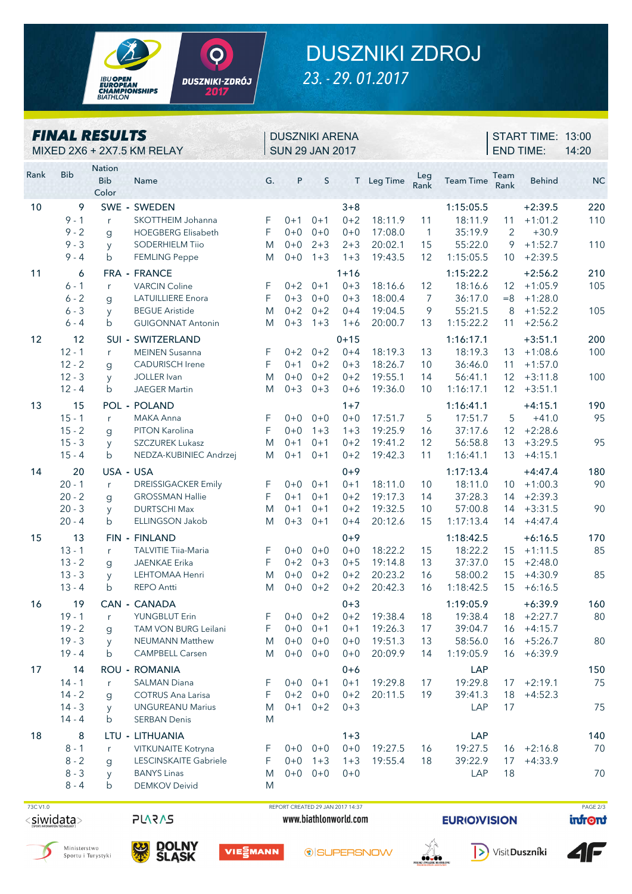# DUSZNIKI ZDROJ

*23. - 29. 01.2017*

## FINAL RESULTS

MIXED 2X6 + 2X7.5 KM RELAY

DUSZNIKI ARENA
SUN 29 JAN 2017

START TIME: 13:00
END TIME: 14:20

| Rank | Bib | Nation Bib Color | Name | G. | P | S | T | Leg Time | Leg Rank | Team Time | Team Rank | Behind | NC |
|---|---|---|---|---|---|---|---|---|---|---|---|---|---|
| 10 | 9 | SWE - | SWEDEN | | | | 3+8 | | | 1:15:05.5 | | +2:39.5 | 220 |
| | 9 - 1 | r | SKOTTHEIM Johanna | F | 0+1 | 0+1 | 0+2 | 18:11.9 | 11 | 18:11.9 | 11 | +1:01.2 | 110 |
| | 9 - 2 | g | HOEGBERG Elisabeth | F | 0+0 | 0+0 | 0+0 | 17:08.0 | 1 | 35:19.9 | 2 | +30.9 | |
| | 9 - 3 | y | SODERHIELM Tiio | M | 0+0 | 2+3 | 2+3 | 20:02.1 | 15 | 55:22.0 | 9 | +1:52.7 | 110 |
| | 9 - 4 | b | FEMLING Peppe | M | 0+0 | 1+3 | 1+3 | 19:43.5 | 12 | 1:15:05.5 | 10 | +2:39.5 | |
| 11 | 6 | FRA - | FRANCE | | | | 1+16 | | | 1:15:22.2 | | +2:56.2 | 210 |
| | 6 - 1 | r | VARCIN Coline | F | 0+2 | 0+1 | 0+3 | 18:16.6 | 12 | 18:16.6 | 12 | +1:05.9 | 105 |
| | 6 - 2 | g | LATUILLIERE Enora | F | 0+3 | 0+0 | 0+3 | 18:00.4 | 7 | 36:17.0 | =8 | +1:28.0 | |
| | 6 - 3 | y | BEGUE Aristide | M | 0+2 | 0+2 | 0+4 | 19:04.5 | 9 | 55:21.5 | 8 | +1:52.2 | 105 |
| | 6 - 4 | b | GUIGONNAT Antonin | M | 0+3 | 1+3 | 1+6 | 20:00.7 | 13 | 1:15:22.2 | 11 | +2:56.2 | |
| 12 | 12 | SUI - | SWITZERLAND | | | | 0+15 | | | 1:16:17.1 | | +3:51.1 | 200 |
| | 12 - 1 | r | MEINEN Susanna | F | 0+2 | 0+2 | 0+4 | 18:19.3 | 13 | 18:19.3 | 13 | +1:08.6 | 100 |
| | 12 - 2 | g | CADURISCH Irene | F | 0+1 | 0+2 | 0+3 | 18:26.7 | 10 | 36:46.0 | 11 | +1:57.0 | |
| | 12 - 3 | y | JOLLER Ivan | M | 0+0 | 0+2 | 0+2 | 19:55.1 | 14 | 56:41.1 | 12 | +3:11.8 | 100 |
| | 12 - 4 | b | JAEGER Martin | M | 0+3 | 0+3 | 0+6 | 19:36.0 | 10 | 1:16:17.1 | 12 | +3:51.1 | |
| 13 | 15 | POL - | POLAND | | | | 1+7 | | | 1:16:41.1 | | +4:15.1 | 190 |
| | 15 - 1 | r | MAKA Anna | F | 0+0 | 0+0 | 0+0 | 17:51.7 | 5 | 17:51.7 | 5 | +41.0 | 95 |
| | 15 - 2 | g | PITON Karolina | F | 0+0 | 1+3 | 1+3 | 19:25.9 | 16 | 37:17.6 | 12 | +2:28.6 | |
| | 15 - 3 | y | SZCZUREK Lukasz | M | 0+1 | 0+1 | 0+2 | 19:41.2 | 12 | 56:58.8 | 13 | +3:29.5 | 95 |
| | 15 - 4 | b | NEDZA-KUBINIEC Andrzej | M | 0+1 | 0+1 | 0+2 | 19:42.3 | 11 | 1:16:41.1 | 13 | +4:15.1 | |
| 14 | 20 | USA - | USA | | | | 0+9 | | | 1:17:13.4 | | +4:47.4 | 180 |
| | 20 - 1 | r | DREISSIGACKER Emily | F | 0+0 | 0+1 | 0+1 | 18:11.0 | 10 | 18:11.0 | 10 | +1:00.3 | 90 |
| | 20 - 2 | g | GROSSMAN Hallie | F | 0+1 | 0+1 | 0+2 | 19:17.3 | 14 | 37:28.3 | 14 | +2:39.3 | |
| | 20 - 3 | y | DURTSCHI Max | M | 0+1 | 0+1 | 0+2 | 19:32.5 | 10 | 57:00.8 | 14 | +3:31.5 | 90 |
| | 20 - 4 | b | ELLINGSON Jakob | M | 0+3 | 0+1 | 0+4 | 20:12.6 | 15 | 1:17:13.4 | 14 | +4:47.4 | |
| 15 | 13 | FIN - | FINLAND | | | | 0+9 | | | 1:18:42.5 | | +6:16.5 | 170 |
| | 13 - 1 | r | TALVITIE Tiia-Maria | F | 0+0 | 0+0 | 0+0 | 18:22.2 | 15 | 18:22.2 | 15 | +1:11.5 | 85 |
| | 13 - 2 | g | JAENKAE Erika | F | 0+2 | 0+3 | 0+5 | 19:14.8 | 13 | 37:37.0 | 15 | +2:48.0 | |
| | 13 - 3 | y | LEHTOMAA Henri | M | 0+0 | 0+2 | 0+2 | 20:23.2 | 16 | 58:00.2 | 15 | +4:30.9 | 85 |
| | 13 - 4 | b | REPO Antti | M | 0+0 | 0+2 | 0+2 | 20:42.3 | 16 | 1:18:42.5 | 15 | +6:16.5 | |
| 16 | 19 | CAN - | CANADA | | | | 0+3 | | | 1:19:05.9 | | +6:39.9 | 160 |
| | 19 - 1 | r | YUNGBLUT Erin | F | 0+0 | 0+2 | 0+2 | 19:38.4 | 18 | 19:38.4 | 18 | +2:27.7 | 80 |
| | 19 - 2 | g | TAM VON BURG Leilani | F | 0+0 | 0+1 | 0+1 | 19:26.3 | 17 | 39:04.7 | 16 | +4:15.7 | |
| | 19 - 3 | y | NEUMANN Matthew | M | 0+0 | 0+0 | 0+0 | 19:51.3 | 13 | 58:56.0 | 16 | +5:26.7 | 80 |
| | 19 - 4 | b | CAMPBELL Carsen | M | 0+0 | 0+0 | 0+0 | 20:09.9 | 14 | 1:19:05.9 | 16 | +6:39.9 | |
| 17 | 14 | ROU - | ROMANIA | | | | 0+6 | | | LAP | | | 150 |
| | 14 - 1 | r | SALMAN Diana | F | 0+0 | 0+1 | 0+1 | 19:29.8 | 17 | 19:29.8 | 17 | +2:19.1 | 75 |
| | 14 - 2 | g | COTRUS Ana Larisa | F | 0+2 | 0+0 | 0+2 | 20:11.5 | 19 | 39:41.3 | 18 | +4:52.3 | |
| | 14 - 3 | y | UNGUREANU Marius | M | 0+1 | 0+2 | 0+3 | | | LAP | 17 | | 75 |
| | 14 - 4 | b | SERBAN Denis | M | | | | | | | | | |
| 18 | 8 | LTU - | LITHUANIA | | | | 1+3 | | | LAP | | | 140 |
| | 8 - 1 | r | VITKUNAITE Kotryna | F | 0+0 | 0+0 | 0+0 | 19:27.5 | 16 | 19:27.5 | 16 | +2:16.8 | 70 |
| | 8 - 2 | g | LESCINSKAITE Gabriele | F | 0+0 | 1+3 | 1+3 | 19:55.4 | 18 | 39:22.9 | 17 | +4:33.9 | |
| | 8 - 3 | y | BANYS Linas | M | 0+0 | 0+0 | 0+0 | | | LAP | 18 | | 70 |
| | 8 - 4 | b | DEMKOV Deivid | M | | | | | | | | | |

73C V1.0 REPORT CREATED 29 JAN 2017 14:37

www.biathlonworld.com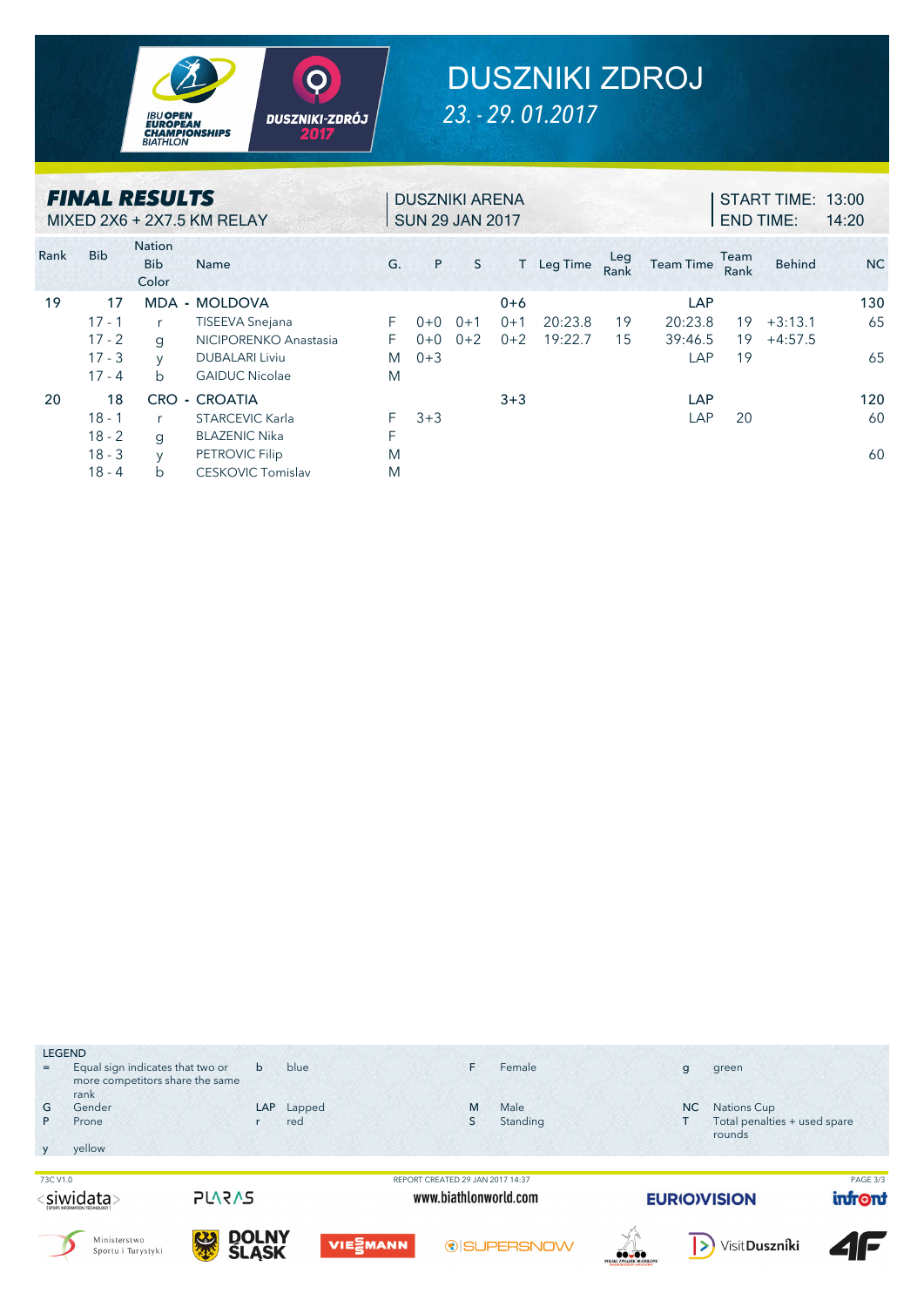# DUSZNIKI ZDROJ

*23. - 29. 01.2017*

## FINAL RESULTS

MIXED 2X6 + 2X7.5 KM RELAY

DUSZNIKI ARENA
SUN 29 JAN 2017

START TIME: 13:00
END TIME: 14:20

| Rank | Bib | Nation Bib Color | Name | G. | P | S | T | Leg Time | Leg Rank | Team Time | Team Rank | Behind | NC |
|---|---|---|---|---|---|---|---|---|---|---|---|---|---|
| 19 | 17 | MDA - | MOLDOVA | | | | 0+6 | | | LAP | | | 130 |
| | 17 - 1 | r | TISEEVA Snejana | F | 0+0 | 0+1 | 0+1 | 20:23.8 | 19 | 20:23.8 | 19 | +3:13.1 | 65 |
| | 17 - 2 | g | NICIPORENKO Anastasia | F | 0+0 | 0+2 | 0+2 | 19:22.7 | 15 | 39:46.5 | 19 | +4:57.5 | |
| | 17 - 3 | y | DUBALARI Liviu | M | 0+3 | | | | | LAP | 19 | | 65 |
| | 17 - 4 | b | GAIDUC Nicolae | M | | | | | | | | | |
| 20 | 18 | CRO - | CROATIA | | | | 3+3 | | | LAP | | | 120 |
| | 18 - 1 | r | STARCEVIC Karla | F | 3+3 | | | | | LAP | 20 | | 60 |
| | 18 - 2 | g | BLAZENIC Nika | F | | | | | | | | | |
| | 18 - 3 | y | PETROVIC Filip | M | | | | | | | | | 60 |
| | 18 - 4 | b | CESKOVIC Tomislav | M | | | | | | | | | |

LEGEND

| | | | | | | | |
|---|---|---|---|---|---|---|---|
| = | Equal sign indicates that two or more competitors share the same rank | b | blue | F | Female | g | green |
| G | Gender | LAP | Lapped | M | Male | NC | Nations Cup |
| P | Prone | r | red | S | Standing | T | Total penalties + used spare rounds |
| y | yellow | | | | | | |

73C V1.0 REPORT CREATED 29 JAN 2017 14:37

www.biathlonworld.com